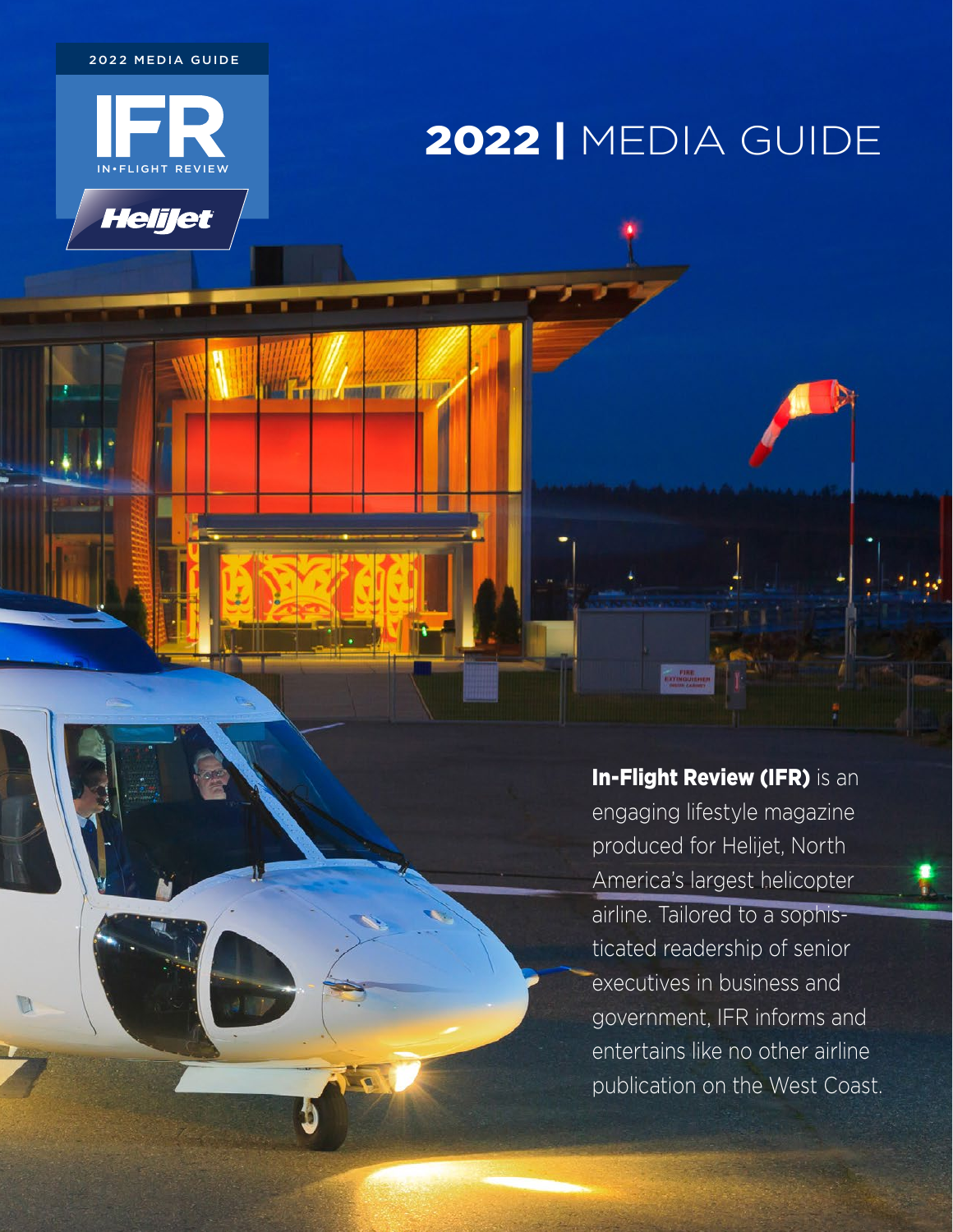2022 MEDIA GUIDE

IFR

IN•FLIGHT REVIEW

Helijet

# 2022 | MEDIA GUIDE

**In-Flight Review (IFR)** is an engaging lifestyle magazine produced for Helijet, North America's largest helicopter airline. Tailored to a sophisticated readership of senior executives in business and government, IFR informs and entertains like no other airline publication on the West Coast.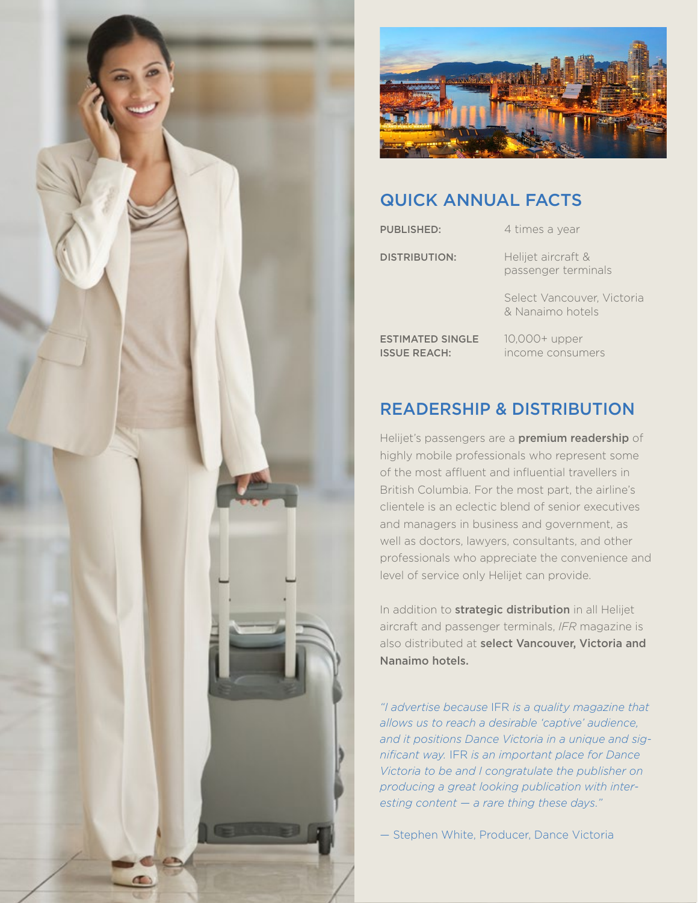## QUICK ANNUAL FACTS

| | |
|---|---|
| PUBLISHED: | 4 times a year |
| DISTRIBUTION: | Helijet aircraft & passenger terminals |
| | Select Vancouver, Victoria & Nanaimo hotels |
| ESTIMATED SINGLE ISSUE REACH: | 10,000+ upper income consumers |

## READERSHIP & DISTRIBUTION

Helijet's passengers are a **premium readership** of highly mobile professionals who represent some of the most affluent and influential travellers in British Columbia. For the most part, the airline's clientele is an eclectic blend of senior executives and managers in business and government, as well as doctors, lawyers, consultants, and other professionals who appreciate the convenience and level of service only Helijet can provide.

In addition to **strategic distribution** in all Helijet aircraft and passenger terminals, *IFR* magazine is also distributed at **select Vancouver, Victoria and Nanaimo hotels.**

*"I advertise because* IFR *is a quality magazine that allows us to reach a desirable 'captive' audience, and it positions Dance Victoria in a unique and significant way.* IFR *is an important place for Dance Victoria to be and I congratulate the publisher on producing a great looking publication with interesting content — a rare thing these days."*

— Stephen White, Producer, Dance Victoria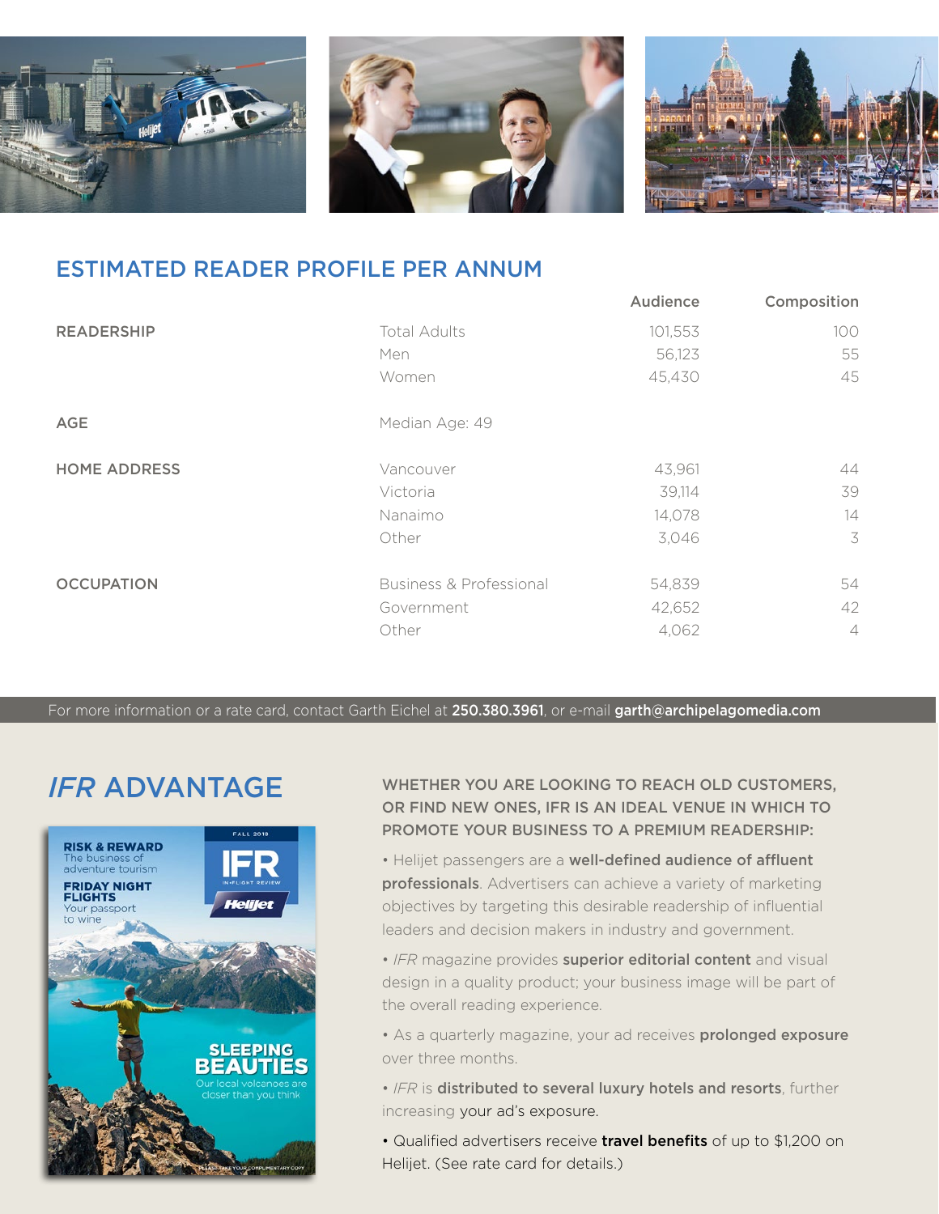## ESTIMATED READER PROFILE PER ANNUM

| | | Audience | Composition |
|---|---|---|---|
| READERSHIP | Total Adults | 101,553 | 100 |
| | Men | 56,123 | 55 |
| | Women | 45,430 | 45 |
| AGE | Median Age: 49 | | |
| HOME ADDRESS | Vancouver | 43,961 | 44 |
| | Victoria | 39,114 | 39 |
| | Nanaimo | 14,078 | 14 |
| | Other | 3,046 | 3 |
| OCCUPATION | Business & Professional | 54,839 | 54 |
| | Government | 42,652 | 42 |
| | Other | 4,062 | 4 |

For more information or a rate card, contact Garth Eichel at **250.380.3961**, or e-mail **garth@archipelagomedia.com**

## *IFR* ADVANTAGE

**WHETHER YOU ARE LOOKING TO REACH OLD CUSTOMERS, OR FIND NEW ONES, IFR IS AN IDEAL VENUE IN WHICH TO PROMOTE YOUR BUSINESS TO A PREMIUM READERSHIP:**

- Helijet passengers are a **well-defined audience of affluent professionals**. Advertisers can achieve a variety of marketing objectives by targeting this desirable readership of influential leaders and decision makers in industry and government.
- *IFR* magazine provides **superior editorial content** and visual design in a quality product; your business image will be part of the overall reading experience.
- As a quarterly magazine, your ad receives **prolonged exposure** over three months.
- *IFR* is **distributed to several luxury hotels and resorts**, further increasing your ad's exposure.
- Qualified advertisers receive **travel benefits** of up to $1,200 on Helijet. (See rate card for details.)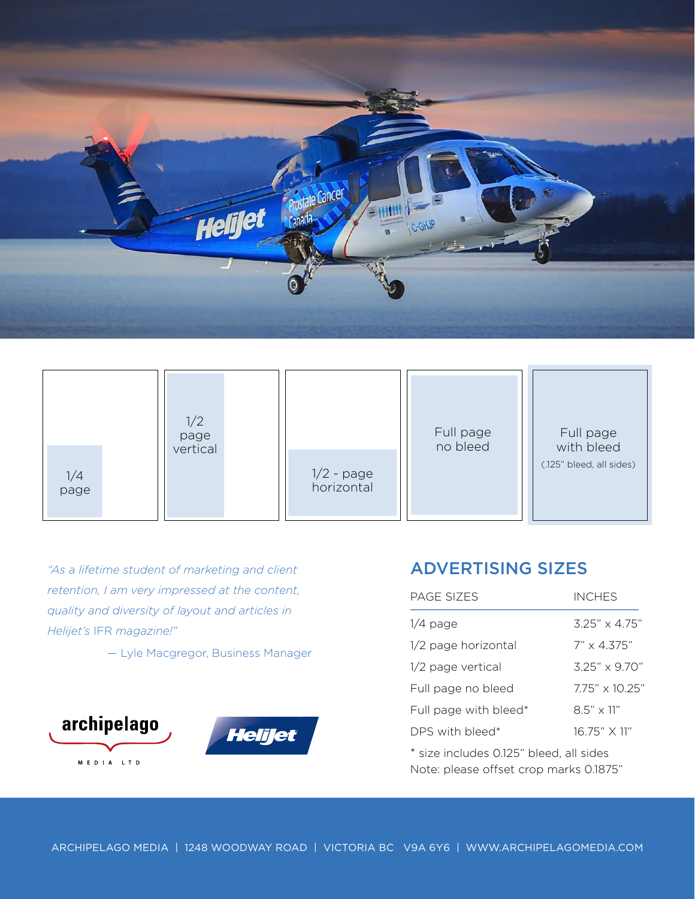1/4 page

1/2 page vertical

1/2 - page horizontal

Full page no bleed

Full page with bleed

(.125" bleed, all sides)

*"As a lifetime student of marketing and client retention, I am very impressed at the content, quality and diversity of layout and articles in Helijet's IFR magazine!"*

— Lyle Macgregor, Business Manager

archipelago MEDIA LTD

Helijet

## ADVERTISING SIZES

| PAGE SIZES | INCHES |
|---|---|
| 1/4 page | 3.25" x 4.75" |
| 1/2 page horizontal | 7" x 4.375" |
| 1/2 page vertical | 3.25" x 9.70" |
| Full page no bleed | 7.75" x 10.25" |
| Full page with bleed* | 8.5" x 11" |
| DPS with bleed* | 16.75" X 11" |

* size includes 0.125" bleed, all sides

Note: please offset crop marks 0.1875"

ARCHIPELAGO MEDIA | 1248 WOODWAY ROAD | VICTORIA BC V9A 6Y6 | WWW.ARCHIPELAGOMEDIA.COM